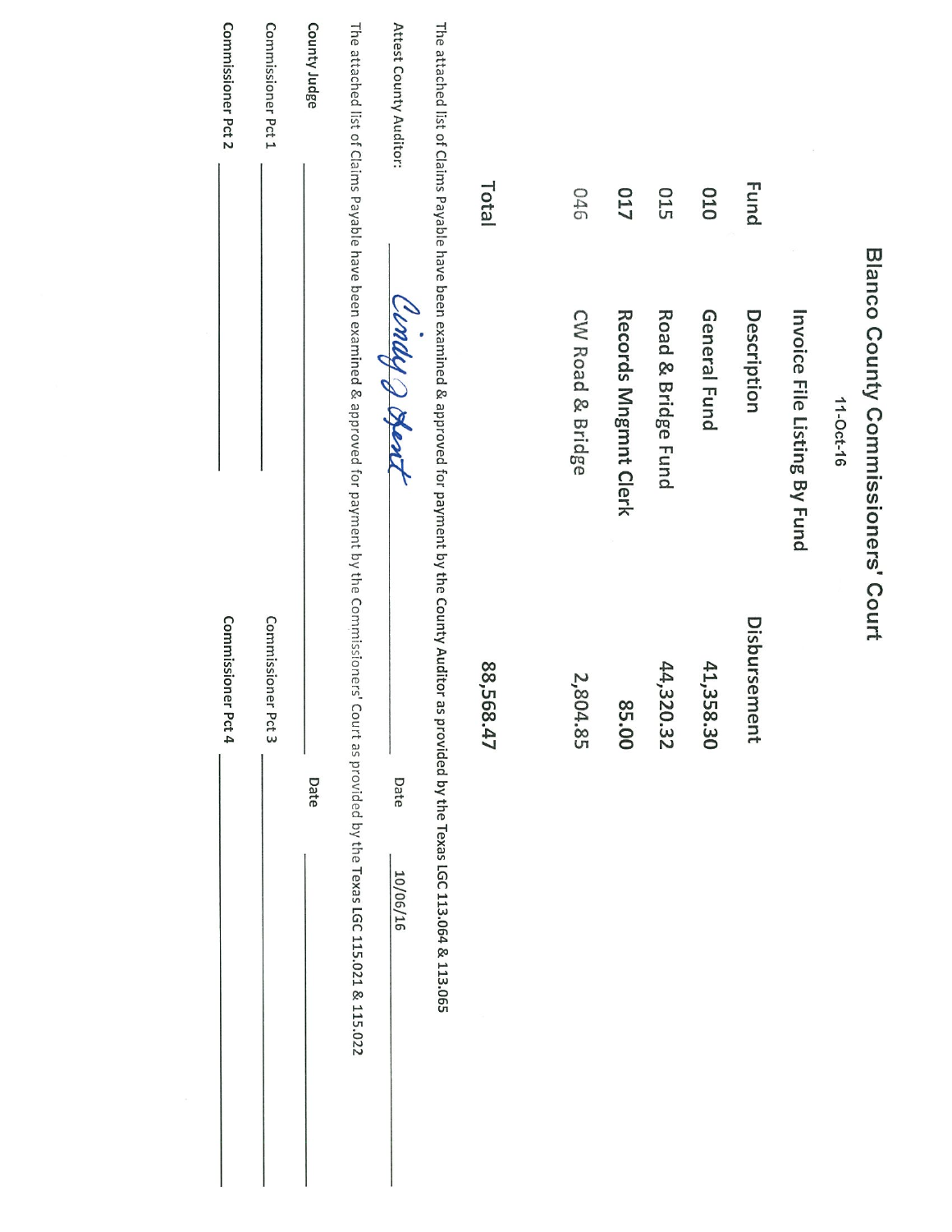# Blanco County Commissioners' Court

11-Oct-16

## Invoice File Listing By Fund

| Fund | Description | Disbursement |
|---|---|---|
| 010 | General Fund | 41,358.30 |
| 015 | Road & Bridge Fund | 44,320.32 |
| 017 | Records Mngmnt Clerk | 85.00 |
| 046 | CW Road & Bridge | 2,804.85 |
| **Total** | | **88,568.47** |

The attached list of Claims Payable have been examined & approved for payment by the County Auditor as provided by the Texas LGC 113.064 & 113.065

Attest County Auditor: Cindy J Stent Date 10/06/16

The attached list of Claims Payable have been examined & approved for payment by the Commissioners' Court as provided by the Texas LGC 115.021 & 115.022

County Judge ______________________ Date ______________________

Commissioner Pct 1 ______________________ Commissioner Pct 3 ______________________

Commissioner Pct 2 ______________________ Commissioner Pct 4 ______________________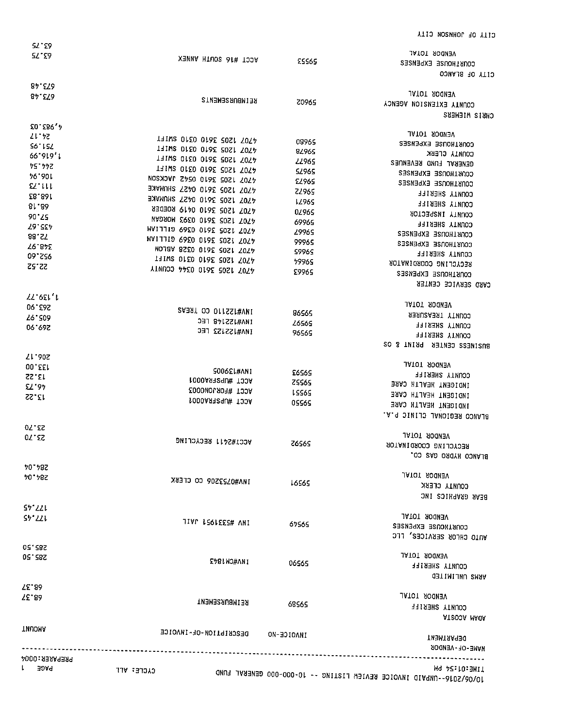10/06/2016--UNPAID INVOICE REVIEW LISTING -- 10-000-000 GENERAL FUND

TIME:01:54 PM  CYCLE: ALL  PREPARER:0004

| NAME-OF-VENDOR / DEPARTMENT | INVOICE-NO | DESCRIPTION-OF-INVOICE | AMOUNT |
|---|---|---|---|
| ADAM ACOSTA | | | |
| COUNTY SHERIFF | 59589 | REIMBURSEMENT | 68.37 |
| VENDOR TOTAL | | | 68.37 |
| ARMS UNLIMITED | | | |
| COUNTY SHERIFF | 59590 | INV#CM1843 | 285.50 |
| VENDOR TOTAL | | | 285.50 |
| AUTO CHLOR SERVICES, LLC | | | |
| COURTHOUSE EXPENSES | 59549 | INV #5331951 JAIL | 177.45 |
| VENDOR TOTAL | | | 177.45 |
| BEAR GRAPHICS INC | | | |
| COUNTY CLERK | 59591 | INV#0753206 CO CLERK | 284.04 |
| VENDOR TOTAL | | | 284.04 |
| BLANCO HYDRO GAS CO. | | | |
| RECYCLING COORDINATOR | 59592 | ACCT#2411 RECYCLING | 23.70 |
| VENDOR TOTAL | | | 23.70 |
| BLANCO REGIONAL CLINIC P.A. | | | |
| INDIGENT HEALTH CARE | 59550 | ACCT #UPSFRA0001 | 13.22 |
| INDIGENT HEALTH CARE | 59551 | ACCT #FORJON0003 | 46.73 |
| INDIGENT HEALTH CARE | 59552 | ACCT #UPSFRA0001 | 13.22 |
| COUNTY SHERIFF | 59593 | INV#139005 | 133.00 |
| VENDOR TOTAL | | | 206.17 |
| BUSINESS CENTER PRINT & CO | | | |
| COUNTY SHERIFF | 59596 | INV#122123 LEC | 269.90 |
| COUNTY SHERIFF | 59597 | INV#122148 LEC | 605.97 |
| COUNTY TREASURER | 59598 | INV#122110 CO TREAS | 263.90 |
| VENDOR TOTAL | | | 1,139.77 |
| CARD SERVICE CENTER | | | |
| COURTHOUSE EXPENSES | 59663 | 4707 1205 3610 0344 COUNTY | 22.52 |
| RECYCLING COORDINATOR | 59664 | 4707 1205 3610 0310 SWIFT | 952.60 |
| COUNTY SHERIFF | 59665 | 4707 1205 3610 0328 ABLON | 348.97 |
| COURTHOUSE EXPENSES | 59666 | 4707 1205 3610 0369 GILLIAM | 72.88 |
| COURTHOUSE EXPENSES | 59667 | 4707 1205 3610 0369 GILLIAM | 435.67 |
| COUNTY SHERIFF | 59669 | 4707 1205 3610 0393 MORGAN | 57.06 |
| COUNTY INSPECTOR | 59670 | 4707 1205 3610 0419 ROEDER | 68.18 |
| COUNTY SHERIFF | 59671 | 4707 1205 3610 0427 SHUMAKE | 168.83 |
| COUNTY SHERIFF | 59672 | 4707 1205 3610 0427 SHUMAKE | 111.73 |
| COURTHOUSE EXPENSES | 59673 | 4707 1205 3610 0542 JACKSON | 106.94 |
| COURTHOUSE EXPENSES | 59675 | 4707 1205 3610 0310 SWIFT | 244.54 |
| GENERAL FUND REVENUES | 59677 | 4707 1205 3610 0310 SWIFT | 1,616.99 |
| COUNTY CLERK | 59678 | 4707 1205 3610 0310 SWIFT | 751.95 |
| COURTHOUSE EXPENSES | 59680 | 4707 1205 3610 0310 SWIFT | 24.17 |
| VENDOR TOTAL | | | 4,983.03 |
| CHRIS WIEMERS | | | |
| COUNTY EXTENSION AGENCY | 59602 | REIMBURSEMENTS | 673.48 |
| VENDOR TOTAL | | | 673.48 |
| CITY OF BLANCO | | | |
| COURTHOUSE EXPENSES | 59553 | ACCT #16 SOUTH ANNEX | 63.75 |
| VENDOR TOTAL | | | 63.75 |
| CITY OF JOHNSON CITY | | | |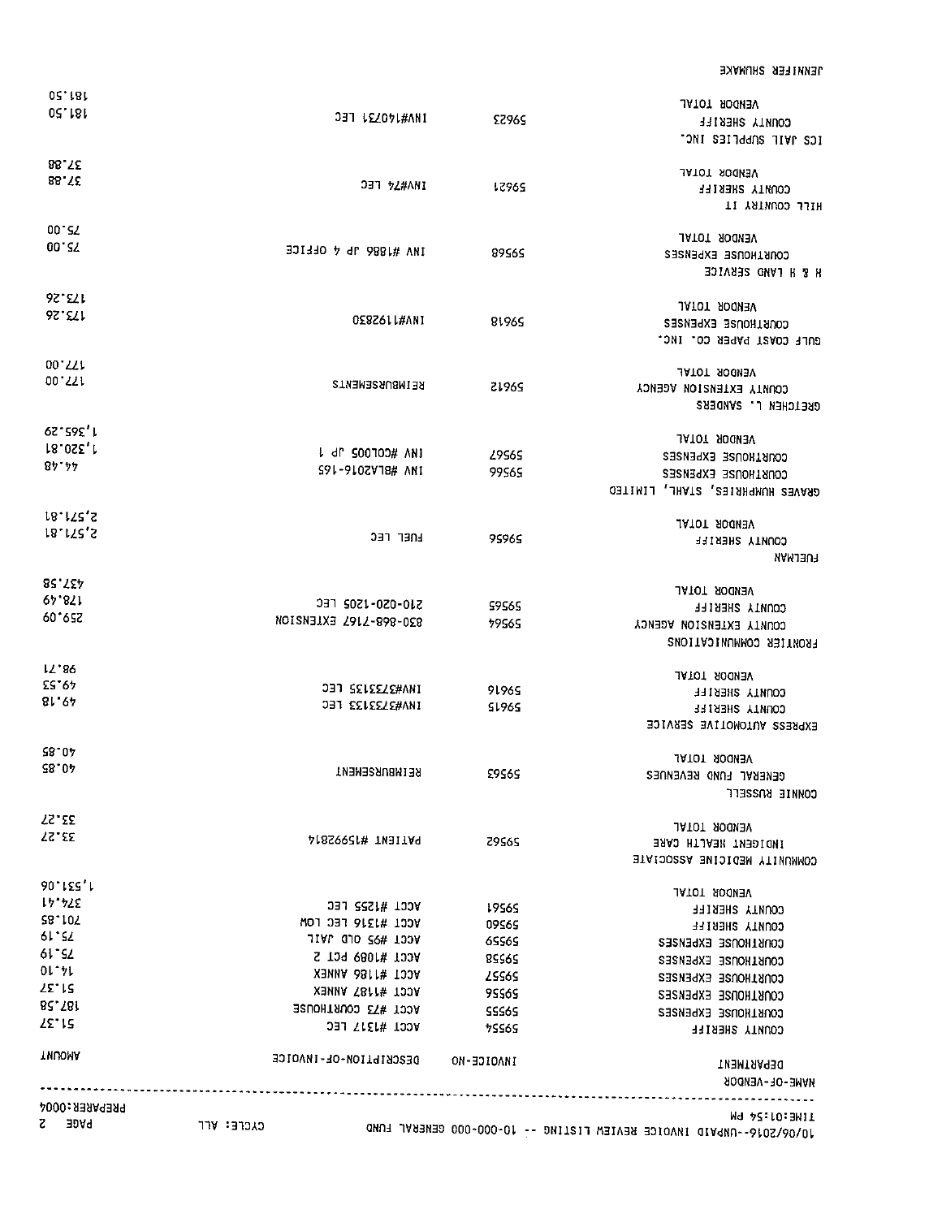10/06/2016--UNPAID INVOICE REVIEW LISTING -- 10-000-000 GENERAL FUND CYCLE: ALL PAGE 2

TIME:01:54 PM PREPARER:0004

| NAME-OF-VENDOR DEPARTMENT | INVOICE-NO | DESCRIPTION-OF-INVOICE | AMOUNT |
|---|---|---|---|
| **COMMUNITY MEDICINE ASSOCIATE** | | | |
| INDIGENT HEALTH CARE | 59562 | PATIENT #1599281 | 33.27 |
| VENDOR TOTAL | | | 33.27 |
| **CONNIE RUSSELL** | | | |
| GENERAL FUND REVENUES | 59563 | REIMBURSEMENT | 40.85 |
| VENDOR TOTAL | | | 40.85 |
| **EXPRESS AUTOMOTIVE SERVICE** | | | |
| COUNTY SHERIFF | 59615 | INV#373313 LEC | 49.18 |
| COUNTY SHERIFF | 59616 | INV#373135 LEC | 49.53 |
| VENDOR TOTAL | | | 98.71 |
| **FRONTIER COMMUNICATIONS** | | | |
| COUNTY EXTENSION AGENCY | 59564 | 830-868-7167 EXTENSION | 259.09 |
| COUNTY SHERIFF | 59565 | 210-020-1205 LEC | 178.49 |
| VENDOR TOTAL | | | 437.58 |
| **FUELMAN** | | | |
| COUNTY SHERIFF | 59566 | FUEL LEC | 2,571.81 |
| VENDOR TOTAL | | | 2,571.81 |
| **GRAVES HUMPHRIES, STAHL, LIMITED** | | | |
| COURTHOUSE EXPENSES | 59566 | INV #BLA2016-165 | 44.48 |
| COURTHOUSE EXPENSES | 59567 | INV #COL005 JP 1 | 1,320.81 |
| VENDOR TOTAL | | | 1,365.29 |
| **GRETCHEN L. SANDERS** | | | |
| COUNTY EXTENSION AGENCY | 59612 | REIMBURSEMENTS | 177.00 |
| VENDOR TOTAL | | | 177.00 |
| **GULF COAST PAPER CO. INC.** | | | |
| COURTHOUSE EXPENSES | 59618 | INV#1192830 | 173.26 |
| VENDOR TOTAL | | | 173.26 |
| **H & H LAND SERVICE** | | | |
| COURTHOUSE EXPENSES | 59568 | INV #1886 JP 4 OFFICE | 75.00 |
| VENDOR TOTAL | | | 75.00 |
| **HILL COUNTRY IT** | | | |
| COUNTY SHERIFF | 59621 | INV#74 LEC | 37.88 |
| VENDOR TOTAL | | | 37.88 |
| **ICS JAIL SUPPLIES INC.** | | | |
| COUNTY SHERIFF | 59623 | INV#140731 LEC | 181.50 |
| VENDOR TOTAL | | | 181.50 |

Community Medicine Associate section preceded by:

| NAME-OF-VENDOR DEPARTMENT | INVOICE-NO | DESCRIPTION-OF-INVOICE | AMOUNT |
|---|---|---|---|
| COUNTY SHERIFF | 59554 | ACCT #1317 LEC | 51.37 |
| COURTHOUSE EXPENSES | 59555 | ACCT #73 COURTHOUSE | 187.58 |
| COURTHOUSE EXPENSES | 59556 | ACCT #1187 ANNEX | 51.37 |
| COURTHOUSE EXPENSES | 59557 | ACCT #1186 ANNEX | 14.10 |
| COURTHOUSE EXPENSES | 59558 | ACCT #1089 PCT 2 | 75.19 |
| COURTHOUSE EXPENSES | 59559 | ACCT #95 OLD JAIL | 75.19 |
| COUNTY SHERIFF | 59560 | ACCT #1316 LEC LOW | 701.85 |
| COUNTY SHERIFF | 59561 | ACCT #1255 LEC | 374.41 |
| VENDOR TOTAL | | | 1,531.06 |

JENNIFER SHUMAKE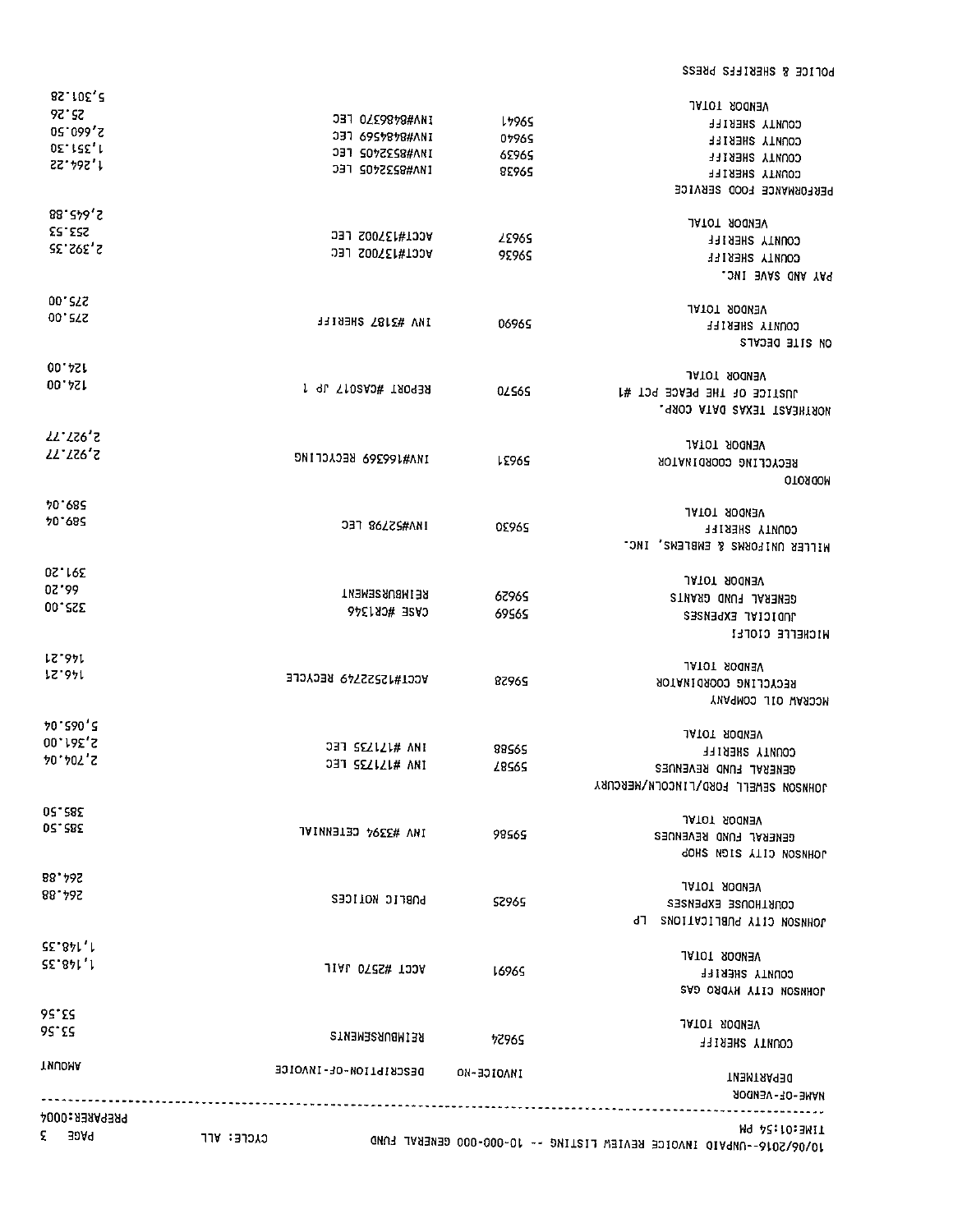| NAME-OF-VENDOR / DEPARTMENT | INVOICE-NO | DESCRIPTION-OF-INVOICE | AMOUNT |
|---|---|---|---|
| COUNTY SHERIFF | 59624 | REIMBURSEMENTS | 53.56 |
| VENDOR TOTAL | | | 53.56 |
| JOHNSON CITY HYDRO GAS | | | |
| COUNTY SHERIFF | 59691 | ACCT #2570 JAIL | 1,148.35 |
| VENDOR TOTAL | | | 1,148.35 |
| JOHNSON CITY PUBLICATIONS LP | | | |
| COURTHOUSE EXPENSES | 59625 | PUBLIC NOTICES | 264.88 |
| VENDOR TOTAL | | | 264.88 |
| JOHNSON CITY SIGN SHOP | | | |
| GENERAL FUND REVENUES | 59586 | INV #3394 CETENNIAL | 385.50 |
| VENDOR TOTAL | | | 385.50 |
| JOHNSON SEWELL FORD/LINCOLN/MERCURY | | | |
| GENERAL FUND REVENUES | 59587 | INV #171735 LEC | 2,704.04 |
| COUNTY SHERIFF | 59588 | INV #171735 LEC | 2,361.00 |
| VENDOR TOTAL | | | 5,065.04 |
| MCGRAW OIL COMPANY | | | |
| RECYCLING COORDINATOR | 59628 | ACCT#12522749 RECYCLE | 146.21 |
| VENDOR TOTAL | | | 146.21 |
| MICHELLE CIOLFI | | | |
| JUDICIAL EXPENSES | 59569 | CASE #CR1346 | 325.00 |
| GENERAL FUND GRANTS | 59629 | REIMBURSEMENT | 66.20 |
| VENDOR TOTAL | | | 391.20 |
| MILLER UNIFORMS & EMBLEMS, INC. | | | |
| COUNTY SHERIFF | 59630 | INV#52798 LEC | 589.04 |
| VENDOR TOTAL | | | 589.04 |
| MODROTO | | | |
| RECYCLING COORDINATOR | 59631 | INV#166369 RECYCLING | 2,927.77 |
| VENDOR TOTAL | | | 2,927.77 |
| NORTHEAST TEXAS DATA CORP. | | | |
| JUSTICE OF THE PEACE PCT #1 | 59570 | REPORT #CAS017 JP 1 | 124.00 |
| VENDOR TOTAL | | | 124.00 |
| ON SITE DECALS | | | |
| COUNTY SHERIFF | 59690 | INV #3187 SHERIFF | 275.00 |
| VENDOR TOTAL | | | 275.00 |
| PAY AND SAVE INC. | | | |
| COUNTY SHERIFF | 59636 | ACCT#137002 LEC | 2,392.35 |
| COUNTY SHERIFF | 59637 | ACCT#137002 LEC | 253.53 |
| VENDOR TOTAL | | | 2,645.88 |
| PERFORMANCE FOOD SERVICE | | | |
| COUNTY SHERIFF | 59638 | INV#8532405 LEC | 1,264.22 |
| COUNTY SHERIFF | 59639 | INV#8532405 LEC | 1,351.30 |
| COUNTY SHERIFF | 59640 | INV#8484569 LEC | 2,660.50 |
| COUNTY SHERIFF | 59641 | INV#8486570 LEC | 25.26 |
| VENDOR TOTAL | | | 5,301.28 |
| POLICE & SHERIFFS PRESS | | | |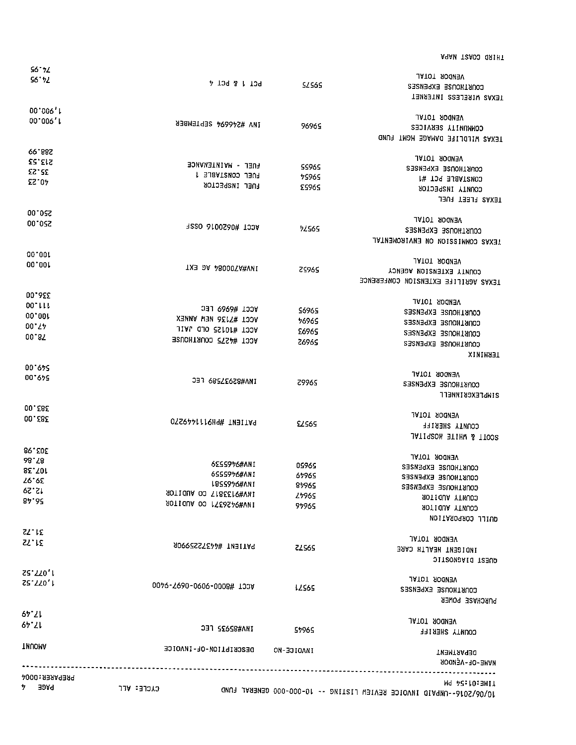10/06/2016--UNPAID INVOICE REVIEW LISTING -- 10-000-000 GENERAL FUND CYCLE: ALL PAGE 4

TIME:01:54 PM PREPARER:0004

| NAME-OF-VENDOR<br>DEPARTMENT | INVOICE-NO | DESCRIPTION-OF-INVOICE | AMOUNT |
|---|---|---|---|
| COUNTY SHERIFF | 59645 | INV#85935 LEC | 17.49 |
| VENDOR TOTAL | | | 17.49 |
| **PURCHASE POWER** | | | |
| COURTHOUSE EXPENSES | 59571 | ACCT #8000-9090-0697-9400 | 1,077.52 |
| VENDOR TOTAL | | | 1,077.52 |
| **QUEST DIAGNOSTIC** | | | |
| INDIGENT HEALTH CARE | 59572 | PATIENT #4437225990R | 31.72 |
| VENDOR TOTAL | | | 31.72 |
| **QUILL CORPORATION** | | | |
| COUNTY AUDITOR | 59646 | INV#9426371 CO AUDITOR | 56.48 |
| COUNTY AUDITOR | 59647 | INV#9133817 CO AUDITOR | 12.29 |
| COURTHOUSE EXPENSES | 59648 | INV#9465581 | 39.97 |
| COURTHOUSE EXPENSES | 59649 | INV#9465559 | 107.38 |
| COURTHOUSE EXPENSES | 59650 | INV#9465539 | 87.86 |
| VENDOR TOTAL | | | 303.98 |
| **SCOTT & WHITE HOSPITAL** | | | |
| COUNTY SHERIFF | 59573 | PATIENT #PH911144927O | 383.00 |
| VENDOR TOTAL | | | 383.00 |
| **SIMPLEXGRINNELL** | | | |
| COURTHOUSE EXPENSES | 59662 | INV#82937589 LEC | 549.00 |
| VENDOR TOTAL | | | 549.00 |
| **TERMINIX** | | | |
| COURTHOUSE EXPENSES | 59692 | ACCT #4275 COURTHOUSE | 78.00 |
| COURTHOUSE EXPENSES | 59693 | ACCT #10125 OLD JAIL | 47.00 |
| COURTHOUSE EXPENSES | 59694 | ACCT #7136 NEW ANNEX | 100.00 |
| COURTHOUSE EXPENSES | 59695 | ACCT #6969 LEC | 111.00 |
| VENDOR TOTAL | | | 336.00 |
| **TEXAS AGRILIFE EXTENSION CONFERENCE** | | | |
| COUNTY EXTENSION AGENCY | 59652 | INV#A700084 AG EXT | 100.00 |
| VENDOR TOTAL | | | 100.00 |
| **TEXAS COMMISSION ON ENVIROMENTAL** | | | |
| COURTHOUSE EXPENSES | 59574 | ACCT #0620016 OSSF | 250.00 |
| VENDOR TOTAL | | | 250.00 |
| **TEXAS FLEET FUEL** | | | |
| COUNTY INSPECTOR | 59653 | FUEL INSPECTOR | 40.23 |
| CONSTABLE PCT #1 | 59654 | FUEL CONSTABLE 1 | 35.23 |
| COURTHOUSE EXPENSES | 59655 | FUEL - MAINTENANCE | 213.53 |
| VENDOR TOTAL | | | 288.99 |
| **TEXAS WILDLIFE DAMAGE MGMT FUND** | | | |
| COMMUNITY SERVICES | 59696 | INV #246694 SEPTEMBER | 1,900.00 |
| VENDOR TOTAL | | | 1,900.00 |
| **TEXAS WIRELESS INTERNET** | | | |
| COURTHOUSE EXPENSES | 59575 | PCT 1 & PCT 4 | 74.95 |
| VENDOR TOTAL | | | 74.95 |
| **THIRD COAST NAPA** | | | |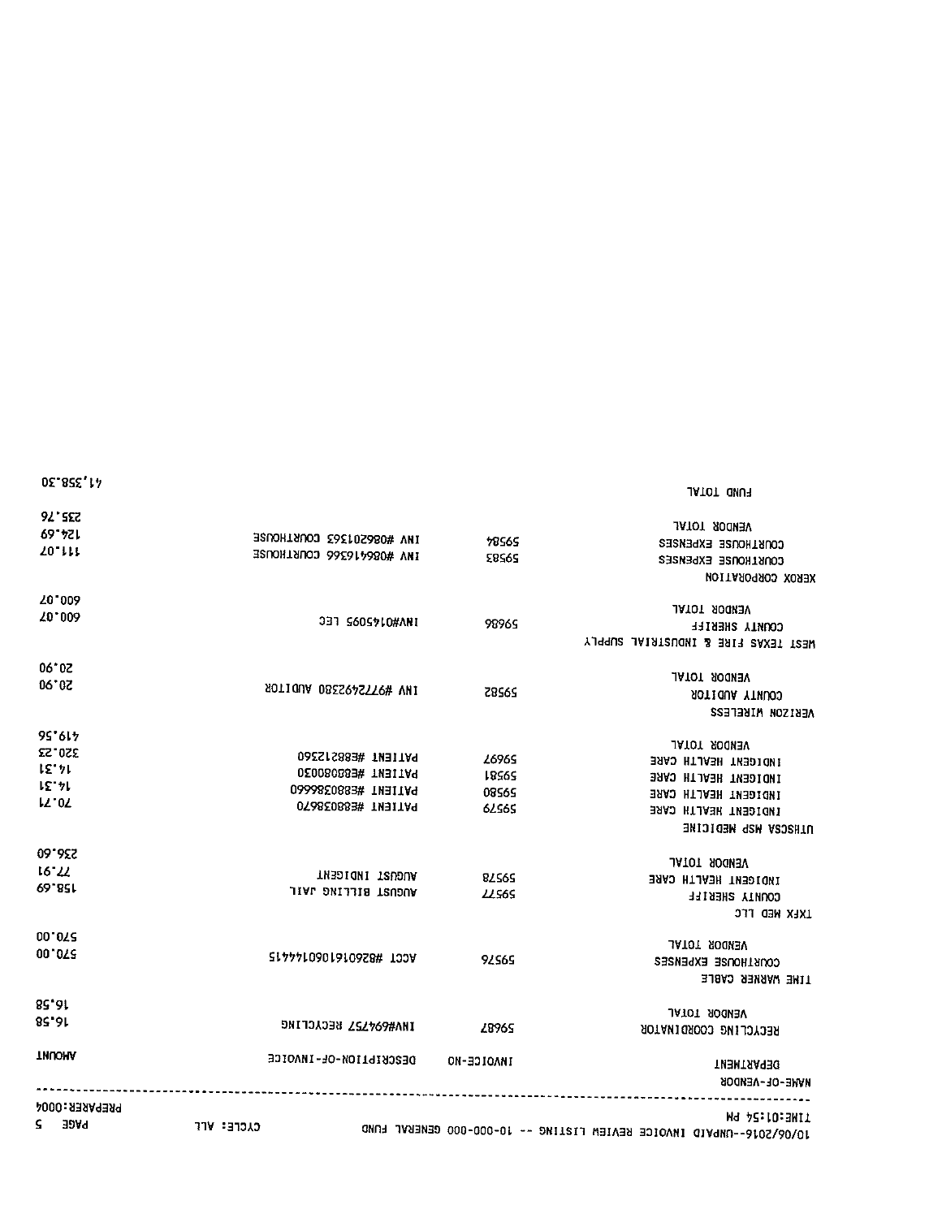10/06/2016--UNPAID INVOICE REVIEW LISTING -- 10-000-000 GENERAL FUND CYCLE: ALL

TIME:01:54 PM PREPARER:0004

| NAME-OF-VENDOR / DEPARTMENT | INVOICE-NO | DESCRIPTION-OF-INVOICE | AMOUNT |
|---|---|---|---|
| RECYCLING COORDINATOR | 59687 | INV#694757 RECYCLING | 16.58 |
| VENDOR TOTAL | | | 16.58 |
| TIME WARNER CABLE | | | |
| COURTHOUSE EXPENSES | 59576 | ACCT #8260161060144415 | 570.00 |
| VENDOR TOTAL | | | 570.00 |
| TXFX MED LLC | | | |
| COUNTY SHERIFF | 59577 | AUGUST BILLING JAIL | 158.69 |
| INDIGENT HEALTH CARE | 59578 | AUGUST INDIGENT | 77.91 |
| VENDOR TOTAL | | | 236.60 |
| UTHSCSA MSP MEDICINE | | | |
| INDIGENT HEALTH CARE | 59579 | PATIENT #E88038670 | 70.71 |
| INDIGENT HEALTH CARE | 59580 | PATIENT #E88038660 | 14.31 |
| INDIGENT HEALTH CARE | 59581 | PATIENT #E88080030 | 14.31 |
| INDIGENT HEALTH CARE | 59697 | PATIENT #E88212360 | 320.23 |
| VENDOR TOTAL | | | 419.56 |
| VERIZON WIRELESS | | | |
| COUNTY AUDITOR | 59582 | INV #9772492380 AUDITOR | 20.90 |
| VENDOR TOTAL | | | 20.90 |
| WEST TEXAS FIRE & INDUSTRIAL SUPPLY | | | |
| COUNTY SHERIFF | 59686 | INV#0145095 LEC | 600.07 |
| VENDOR TOTAL | | | 600.07 |
| XEROX CORPORATION | | | |
| COURTHOUSE EXPENSES | 59583 | INV #086416366 COURTHOUSE | 111.07 |
| COURTHOUSE EXPENSES | 59584 | INV #086201563 COURTHOUSE | 124.69 |
| VENDOR TOTAL | | | 235.76 |
| FUND TOTAL | | | 41,358.30 |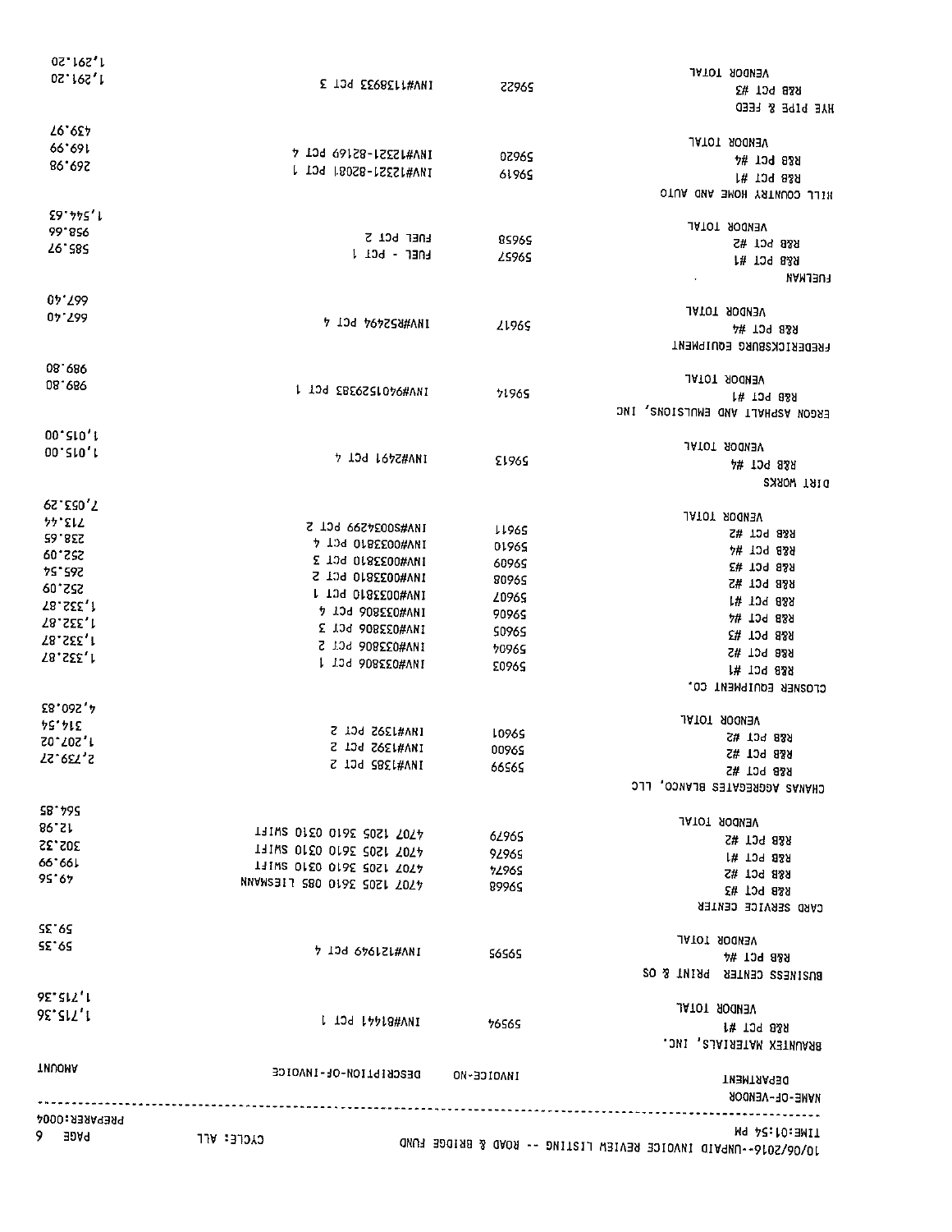10/06/2016--UNPAID INVOICE REVIEW LISTING -- ROAD & BRIDGE FUND

TIME:01:54 PM CYCLE: ALL PREPARER:0004

| NAME-OF-VENDOR / DEPARTMENT | INVOICE-NO | DESCRIPTION-OF-INVOICE | AMOUNT |
|---|---|---|---|
| BRAUNTEX MATERIALS, INC. | | | |
| R&B PCT #1 | 59594 | INV#81441 PCT 1 | 1,715.36 |
| VENDOR TOTAL | | | 1,715.36 |
| BUSINESS CENTER PRINT & OS | | | |
| R&B PCT #4 | 59595 | INV#121949 PCT 4 | 59.35 |
| VENDOR TOTAL | | | 59.35 |
| CARD SERVICE CENTER | | | |
| R&B PCT #3 | 59668 | 4707 1205 3610 085 LIESMANN | 49.56 |
| R&B PCT #2 | 59674 | 4707 1205 3610 0310 SWIFT | 199.99 |
| R&B PCT #1 | 59676 | 4707 1205 3610 0310 SWIFT | 302.32 |
| R&B PCT #2 | 59679 | 4707 1205 3610 0310 SWIFT | 12.98 |
| VENDOR TOTAL | | | 564.85 |
| CHANAS AGGREGATES BLANCO, LLC | | | |
| R&B PCT #2 | 59599 | INV#1385 PCT 2 | 2,739.27 |
| R&B PCT #2 | 59600 | INV#1392 PCT 2 | 1,207.02 |
| R&B PCT #2 | 59601 | INV#1392 PCT 2 | 314.54 |
| VENDOR TOTAL | | | 4,260.83 |
| CLOSNER EQUIPMENT CO. | | | |
| R&B PCT #1 | 59603 | INV#033806 PCT 1 | 1,332.87 |
| R&B PCT #2 | 59604 | INV#033806 PCT 2 | 1,332.87 |
| R&B PCT #3 | 59605 | INV#033806 PCT 3 | 1,332.87 |
| R&B PCT #4 | 59606 | INV#033806 PCT 4 | 1,332.87 |
| R&B PCT #1 | 59607 | INV#003810 PCT 1 | 252.09 |
| R&B PCT #2 | 59608 | INV#003810 PCT 2 | 265.54 |
| R&B PCT #3 | 59609 | INV#003810 PCT 3 | 252.09 |
| R&B PCT #4 | 59610 | INV#003810 PCT 4 | 238.65 |
| R&B PCT #2 | 59611 | INV#S00354299 PCT 2 | 713.44 |
| VENDOR TOTAL | | | 7,053.29 |
| DIRT WORKS | | | |
| R&B PCT #4 | 59613 | INV#2491 PCT 4 | 1,015.00 |
| VENDOR TOTAL | | | 1,015.00 |
| ERGON ASPHALT AND EMULSIONS, INC | | | |
| R&B PCT #1 | 59614 | INV#9401529383 PCT 1 | 989.80 |
| VENDOR TOTAL | | | 989.80 |
| FREDERICKSBURG EQUIPMENT | | | |
| R&B PCT #4 | 59617 | INV#R52494 PCT 4 | 667.40 |
| VENDOR TOTAL | | | 667.40 |
| FUELMAN | | | |
| R&B PCT #1 | 59657 | FUEL - PCT 1 | 585.97 |
| R&B PCT #2 | 59658 | FUEL PCT 2 | 958.66 |
| VENDOR TOTAL | | | 1,544.63 |
| HILL COUNTRY HOME AND AUTO | | | |
| R&B PCT #1 | 59619 | INV#12321-82081 PCT 1 | 269.98 |
| R&B PCT #4 | 59620 | INV#12321-82169 PCT 4 | 169.99 |
| VENDOR TOTAL | | | 439.97 |
| HYE PIPE & FEED | | | |
| R&B PCT #3 | 59622 | INV#113893 PCT 3 | 1,291.20 |
| VENDOR TOTAL | | | 1,291.20 |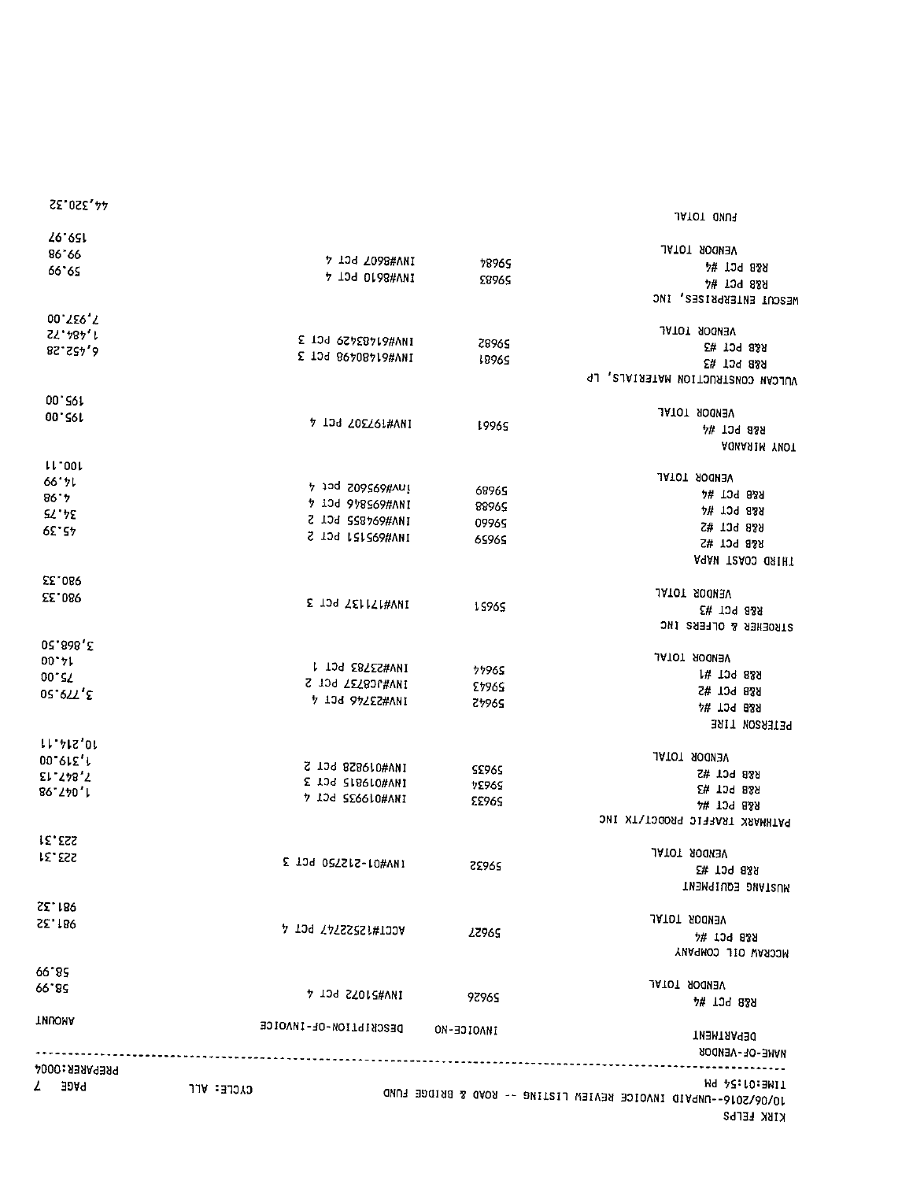KIRK FELPS

10/06/2016--UNPAID INVOICE REVIEW LISTING -- ROAD & BRIDGE FUND CYCLE: ALL PAGE 7

TIME:01:54 PM PREPARER:0004

| NAME-OF-VENDOR / DEPARTMENT | INVOICE-NO | DESCRIPTION-OF-INVOICE | AMOUNT |
|---|---|---|---|
| R&B PCT #4 | 59626 | INV#51072 PCT 4 | 58.99 |
| VENDOR TOTAL | | | 58.99 |
| MCCRAW OIL COMPANY | | | |
| R&B PCT #4 | 59627 | ACCT#1252747 PCT 4 | 981.32 |
| VENDOR TOTAL | | | 981.32 |
| MUSTANG EQUIPMENT | | | |
| R&B PCT #3 | 59632 | INV#01-212750 PCT 3 | 223.31 |
| VENDOR TOTAL | | | 223.31 |
| PATHMARK TRAFFIC PRODCT/TX INC | | | |
| R&B PCT #4 | 59633 | INV#019935 PCT 4 | 1,047.98 |
| R&B PCT #3 | 59634 | INV#019815 PCT 3 | 7,847.13 |
| R&B PCT #2 | 59635 | INV#019828 PCT 2 | 1,319.00 |
| VENDOR TOTAL | | | 10,214.11 |
| PETERSON TIRE | | | |
| R&B PCT #4 | 59642 | INV#23746 PCT 4 | 3,779.50 |
| R&B PCT #2 | 59643 | INV#JC8737 PCT 2 | 75.00 |
| R&B PCT #1 | 59644 | INV#23783 PCT 1 | 14.00 |
| VENDOR TOTAL | | | 3,868.50 |
| STROEHER & OLFERS INC | | | |
| R&B PCT #3 | 59651 | INV#171137 PCT 3 | 980.33 |
| VENDOR TOTAL | | | 980.33 |
| THIRD COAST NAPA | | | |
| R&B PCT #2 | 59659 | INV#695151 PCT 2 | 45.39 |
| R&B PCT #2 | 59660 | INV#694855 PCT 2 | 34.75 |
| R&B PCT #4 | 59688 | INV#695846 PCT 4 | 4.98 |
| R&B PCT #4 | 59689 | inv#695602 pct 4 | 14.99 |
| VENDOR TOTAL | | | 100.11 |
| TONY MIRANDA | | | |
| R&B PCT #4 | 59661 | INV#197307 PCT 4 | 195.00 |
| VENDOR TOTAL | | | 195.00 |
| VULCAN CONSTRUCTION MATERIALS, LP | | | |
| R&B PCT #3 | 59681 | INV#614808498 PCT 3 | 6,452.28 |
| R&B PCT #3 | 59682 | INV#614834259 PCT 3 | 1,484.72 |
| VENDOR TOTAL | | | 7,937.00 |
| WESCUT ENTERPRISES, INC | | | |
| R&B PCT #4 | 59683 | INV#8610 PCT 4 | 59.99 |
| R&B PCT #4 | 59684 | INV#8607 PCT 4 | 99.98 |
| VENDOR TOTAL | | | 159.97 |
| FUND TOTAL | | | 44,320.32 |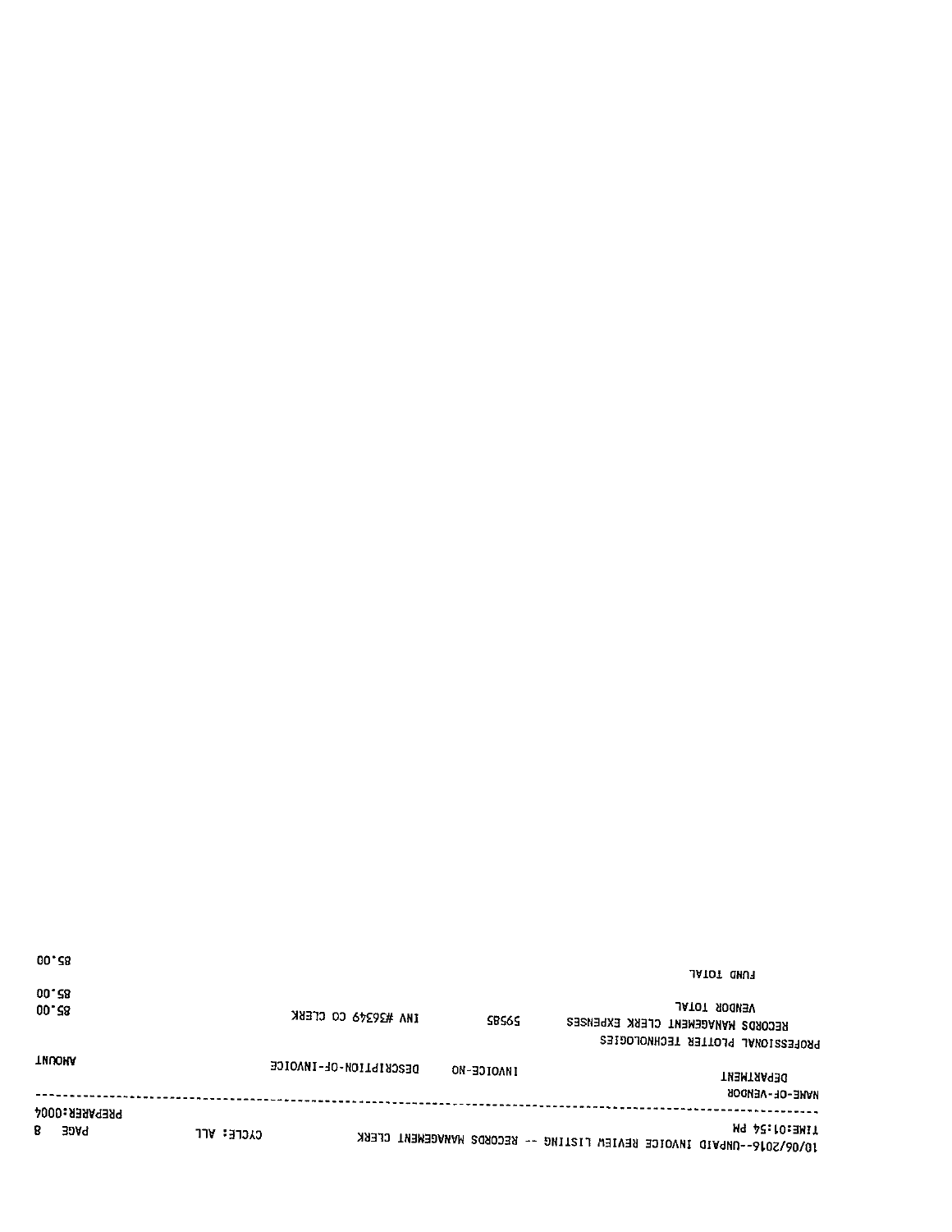10/06/2016--UNPAID INVOICE REVIEW LISTING -- RECORDS MANAGEMENT CLERK CYCLE: ALL PAGE 8

TIME:01:54 PM PREPARER:0004

| NAME-OF-VENDOR DEPARTMENT | INVOICE-NO | DESCRIPTION-OF-INVOICE | AMOUNT |
|---|---|---|---|
| PROFESSIONAL PLOTTER TECHNOLOGIES | | | |
| RECORDS MANAGEMENT CLERK EXPENSES | 59585 | INV #56349 CO CLERK | 85.00 |
| VENDOR TOTAL | | | 85.00 |
| FUND TOTAL | | | 85.00 |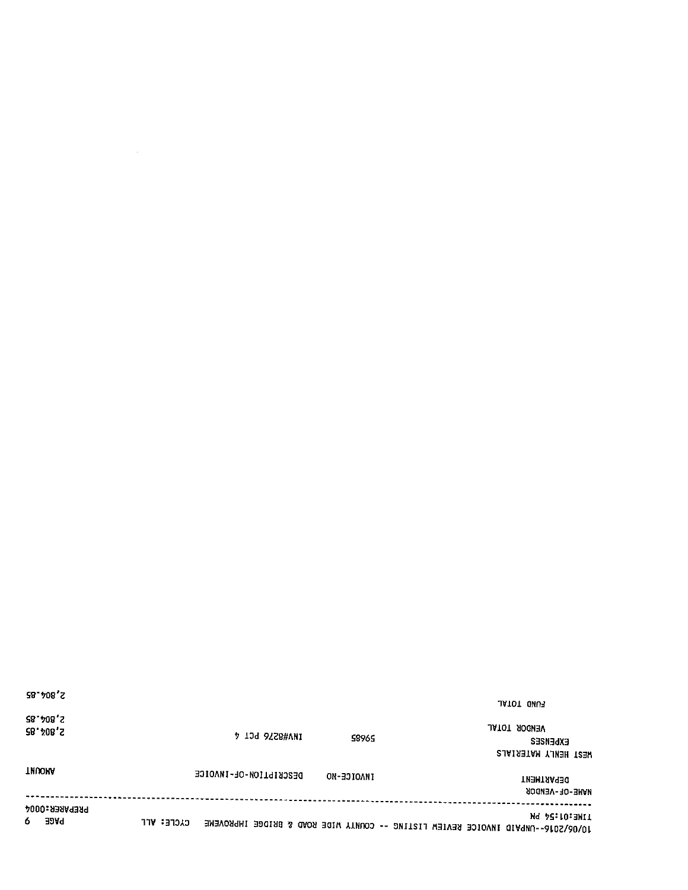10/06/2016--UNPAID INVOICE REVIEW LISTING -- COUNTY WIDE ROAD & BRIDGE IMPROVEME    CYCLE: ALL    PAGE 9

TIME:01:54 PM    PREPARER:0004

| NAME-OF-VENDOR DEPARTMENT | INVOICE-NO | DESCRIPTION-OF-INVOICE | AMOUNT |
|---|---|---|---|
| WEST HENLY MATERIALS | | | |
| EXPENSES | 59685 | INV#8276 PCT 4 | 2,804.85 |
| VENDOR TOTAL | | | 2,804.85 |
| FUND TOTAL | | | 2,804.85 |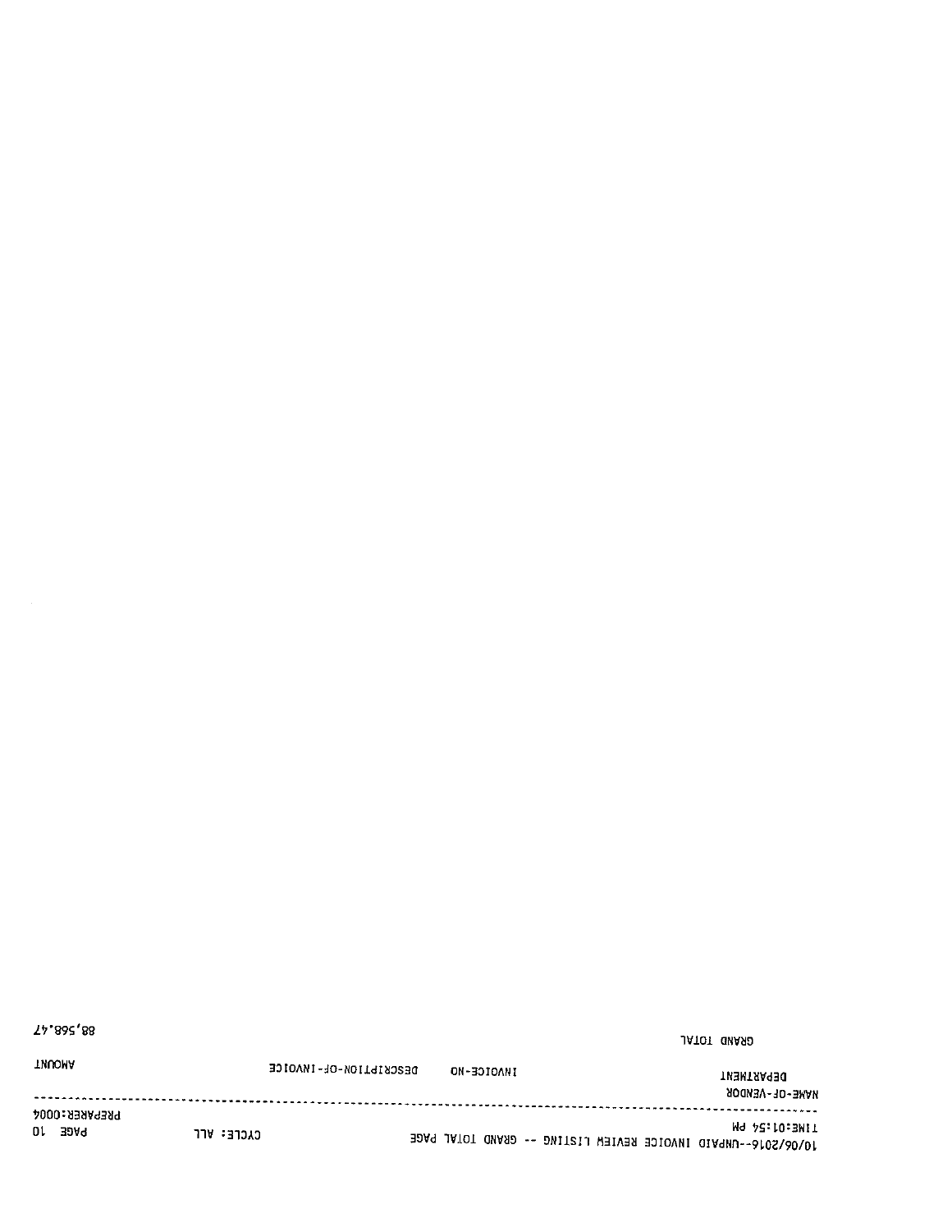10/06/2016--UNPAID INVOICE REVIEW LISTING -- GRAND TOTAL PAGE    CYCLE: ALL

TIME:01:54 PM    PREPARER:0004

| NAME-OF-VENDOR DEPARTMENT | INVOICE-NO | DESCRIPTION-OF-INVOICE | AMOUNT |
|---|---|---|---|
| GRAND TOTAL | | | 88,568.47 |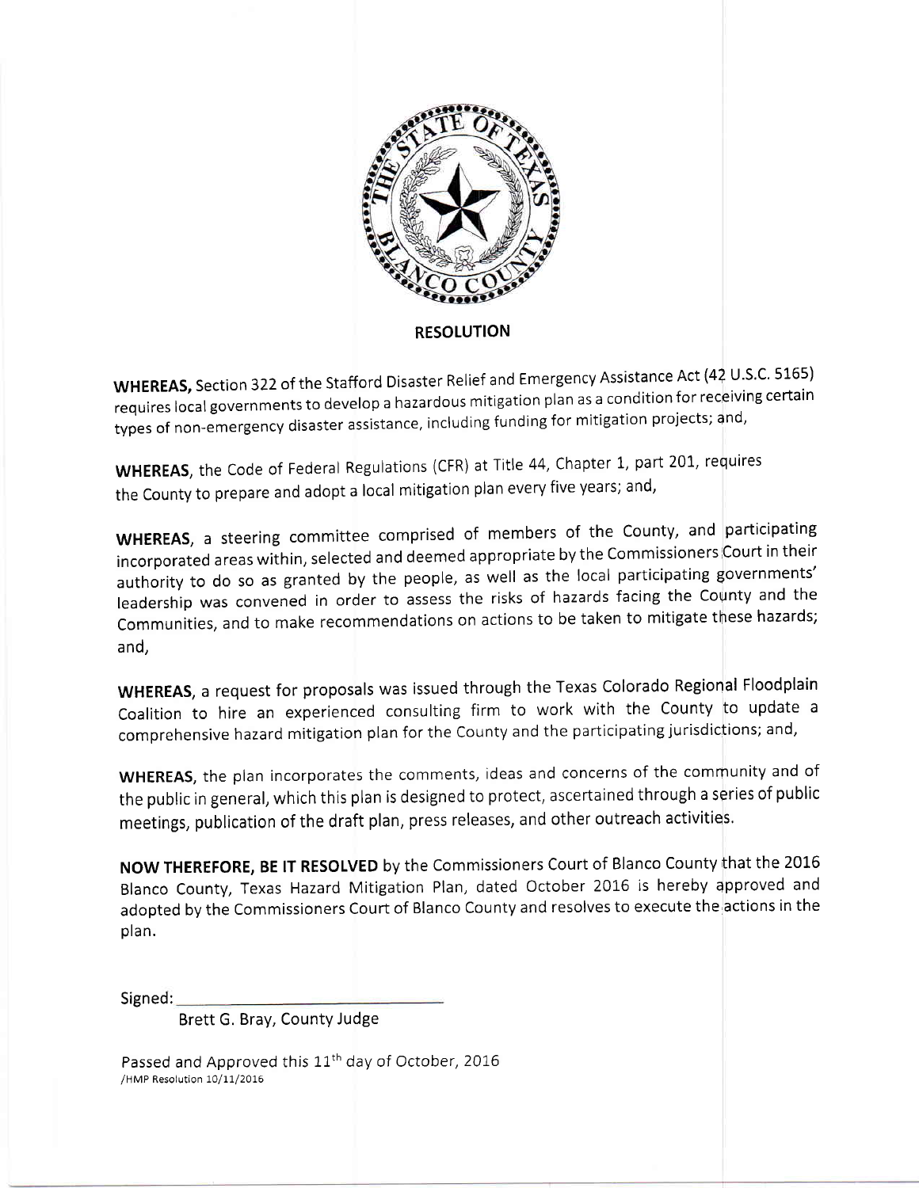# RESOLUTION

**WHEREAS,** Section 322 of the Stafford Disaster Relief and Emergency Assistance Act (42 U.S.C. 5165) requires local governments to develop a hazardous mitigation plan as a condition for receiving certain types of non-emergency disaster assistance, including funding for mitigation projects; and,

**WHEREAS**, the Code of Federal Regulations (CFR) at Title 44, Chapter 1, part 201, requires the County to prepare and adopt a local mitigation plan every five years; and,

**WHEREAS**, a steering committee comprised of members of the County, and participating incorporated areas within, selected and deemed appropriate by the Commissioners Court in their authority to do so as granted by the people, as well as the local participating governments' leadership was convened in order to assess the risks of hazards facing the County and the Communities, and to make recommendations on actions to be taken to mitigate these hazards; and,

**WHEREAS**, a request for proposals was issued through the Texas Colorado Regional Floodplain Coalition to hire an experienced consulting firm to work with the County to update a comprehensive hazard mitigation plan for the County and the participating jurisdictions; and,

**WHEREAS**, the plan incorporates the comments, ideas and concerns of the community and of the public in general, which this plan is designed to protect, ascertained through a series of public meetings, publication of the draft plan, press releases, and other outreach activities.

**NOW THEREFORE, BE IT RESOLVED** by the Commissioners Court of Blanco County that the 2016 Blanco County, Texas Hazard Mitigation Plan, dated October 2016 is hereby approved and adopted by the Commissioners Court of Blanco County and resolves to execute the actions in the plan.

Signed: ______________________________

Brett G. Bray, County Judge

Passed and Approved this 11th day of October, 2016

/HMP Resolution 10/11/2016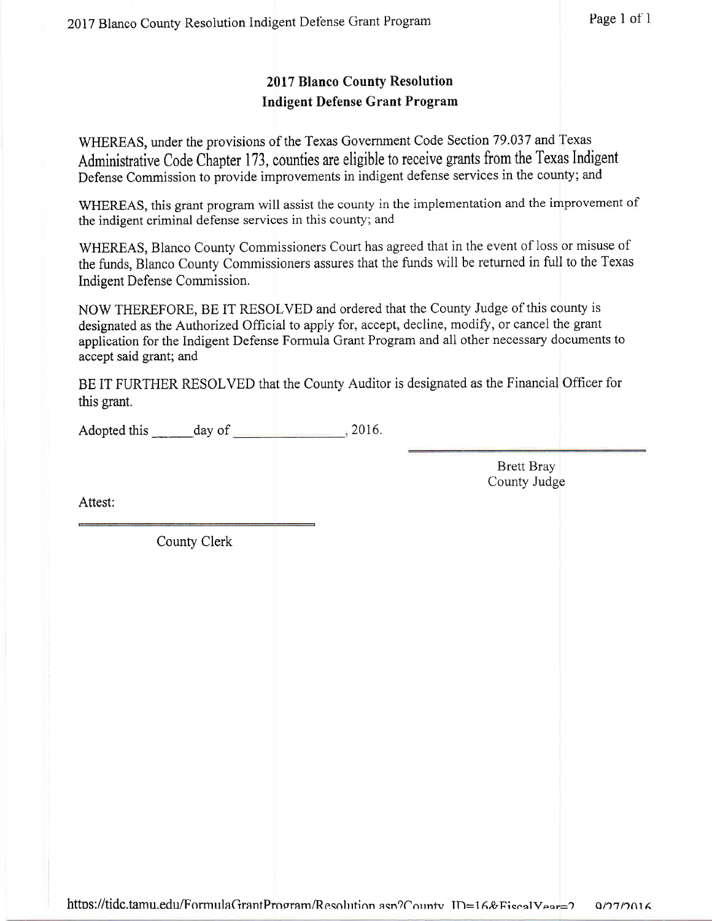## 2017 Blanco County Resolution
## Indigent Defense Grant Program

WHEREAS, under the provisions of the Texas Government Code Section 79.037 and Texas Administrative Code Chapter 173, counties are eligible to receive grants from the Texas Indigent Defense Commission to provide improvements in indigent defense services in the county; and

WHEREAS, this grant program will assist the county in the implementation and the improvement of the indigent criminal defense services in this county; and

WHEREAS, Blanco County Commissioners Court has agreed that in the event of loss or misuse of the funds, Blanco County Commissioners assures that the funds will be returned in full to the Texas Indigent Defense Commission.

NOW THEREFORE, BE IT RESOLVED and ordered that the County Judge of this county is designated as the Authorized Official to apply for, accept, decline, modify, or cancel the grant application for the Indigent Defense Formula Grant Program and all other necessary documents to accept said grant; and

BE IT FURTHER RESOLVED that the County Auditor is designated as the Financial Officer for this grant.

Adopted this ______ day of ________________, 2016.

______________________________
Brett Bray
County Judge

Attest:

______________________________
County Clerk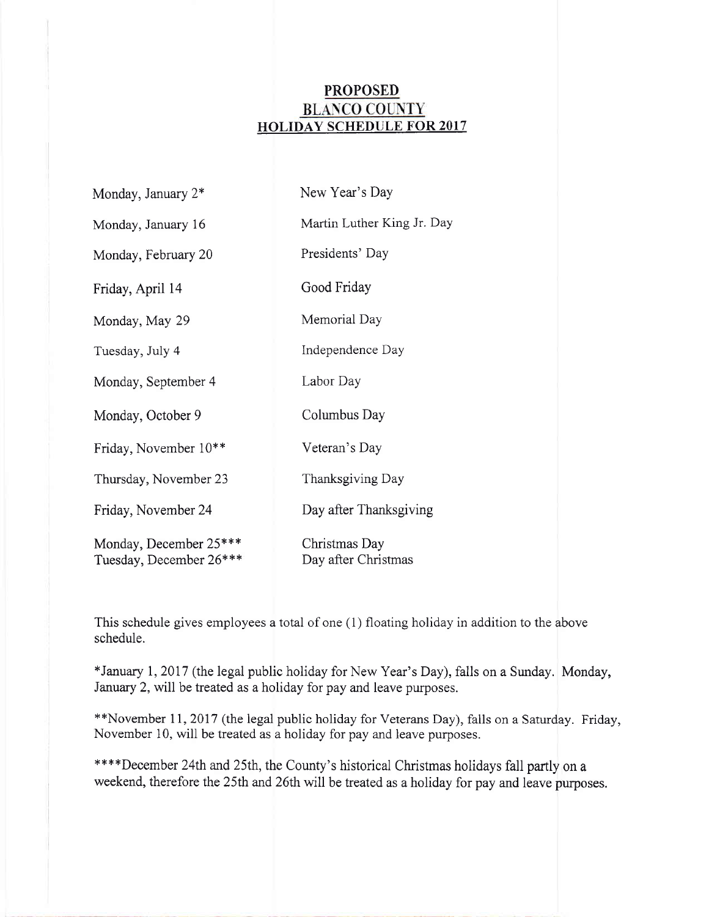# PROPOSED
# BLANCO COUNTY
# HOLIDAY SCHEDULE FOR 2017

| | |
|---|---|
| Monday, January 2* | New Year's Day |
| Monday, January 16 | Martin Luther King Jr. Day |
| Monday, February 20 | Presidents' Day |
| Friday, April 14 | Good Friday |
| Monday, May 29 | Memorial Day |
| Tuesday, July 4 | Independence Day |
| Monday, September 4 | Labor Day |
| Monday, October 9 | Columbus Day |
| Friday, November 10** | Veteran's Day |
| Thursday, November 23 | Thanksgiving Day |
| Friday, November 24 | Day after Thanksgiving |
| Monday, December 25*** | Christmas Day |
| Tuesday, December 26*** | Day after Christmas |

This schedule gives employees a total of one (1) floating holiday in addition to the above schedule.

*January 1, 2017 (the legal public holiday for New Year's Day), falls on a Sunday. Monday, January 2, will be treated as a holiday for pay and leave purposes.

**November 11, 2017 (the legal public holiday for Veterans Day), falls on a Saturday. Friday, November 10, will be treated as a holiday for pay and leave purposes.

****December 24th and 25th, the County's historical Christmas holidays fall partly on a weekend, therefore the 25th and 26th will be treated as a holiday for pay and leave purposes.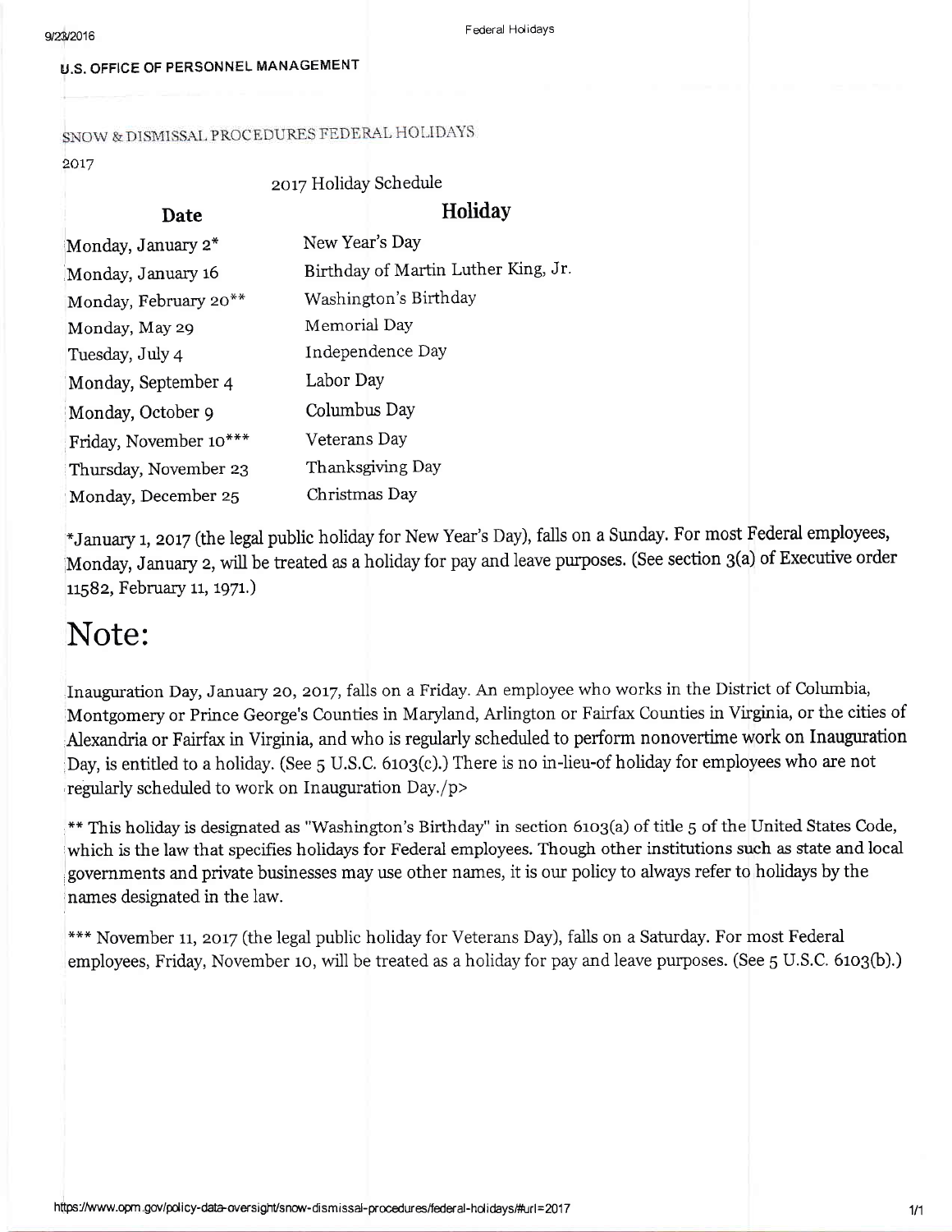**U.S. OFFICE OF PERSONNEL MANAGEMENT**

SNOW & DISMISSAL PROCEDURES FEDERAL HOLIDAYS

2017

2017 Holiday Schedule

| Date | Holiday |
|---|---|
| Monday, January 2* | New Year's Day |
| Monday, January 16 | Birthday of Martin Luther King, Jr. |
| Monday, February 20** | Washington's Birthday |
| Monday, May 29 | Memorial Day |
| Tuesday, July 4 | Independence Day |
| Monday, September 4 | Labor Day |
| Monday, October 9 | Columbus Day |
| Friday, November 10*** | Veterans Day |
| Thursday, November 23 | Thanksgiving Day |
| Monday, December 25 | Christmas Day |

*January 1, 2017 (the legal public holiday for New Year's Day), falls on a Sunday. For most Federal employees, Monday, January 2, will be treated as a holiday for pay and leave purposes. (See section 3(a) of Executive order 11582, February 11, 1971.)

# Note:

Inauguration Day, January 20, 2017, falls on a Friday. An employee who works in the District of Columbia, Montgomery or Prince George's Counties in Maryland, Arlington or Fairfax Counties in Virginia, or the cities of Alexandria or Fairfax in Virginia, and who is regularly scheduled to perform nonovertime work on Inauguration Day, is entitled to a holiday. (See 5 U.S.C. 6103(c).) There is no in-lieu-of holiday for employees who are not regularly scheduled to work on Inauguration Day./p>

** This holiday is designated as "Washington's Birthday" in section 6103(a) of title 5 of the United States Code, which is the law that specifies holidays for Federal employees. Though other institutions such as state and local governments and private businesses may use other names, it is our policy to always refer to holidays by the names designated in the law.

*** November 11, 2017 (the legal public holiday for Veterans Day), falls on a Saturday. For most Federal employees, Friday, November 10, will be treated as a holiday for pay and leave purposes. (See 5 U.S.C. 6103(b).)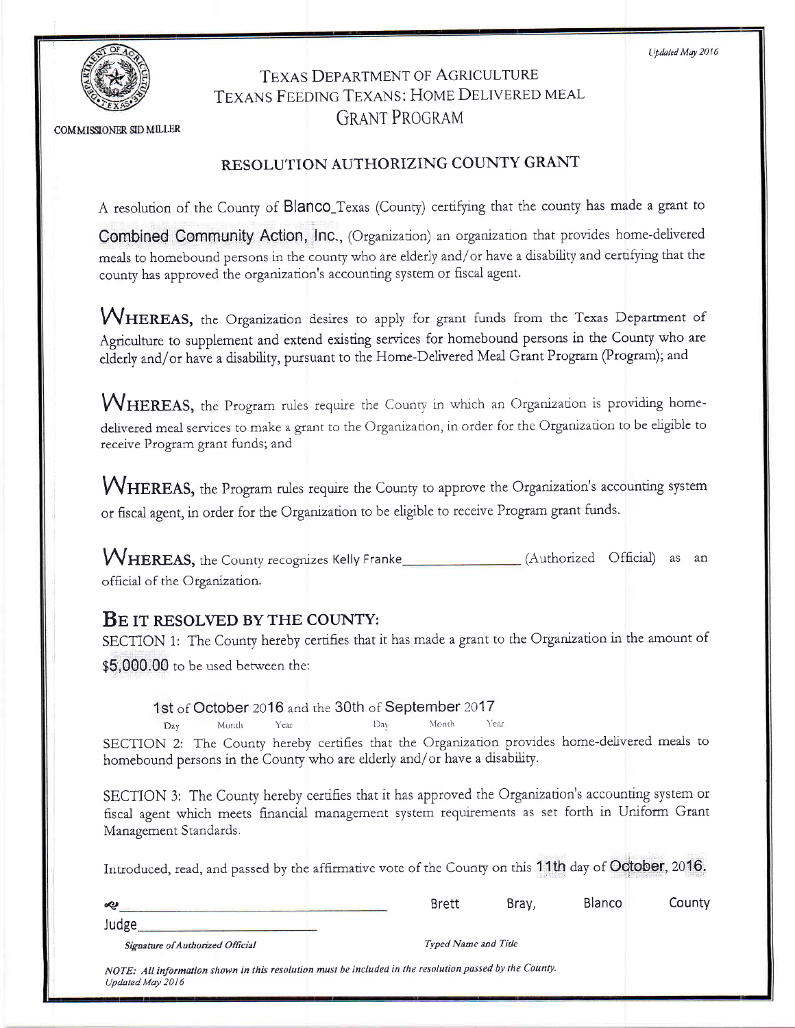*Updated May 2016*

COMMISSIONER SID MILLER

# TEXAS DEPARTMENT OF AGRICULTURE
# TEXANS FEEDING TEXANS: HOME DELIVERED MEAL GRANT PROGRAM

## RESOLUTION AUTHORIZING COUNTY GRANT

A resolution of the County of Blanco_Texas (County) certifying that the county has made a grant to **Combined Community Action, Inc.**, (Organization) an organization that provides home-delivered meals to homebound persons in the county who are elderly and/or have a disability and certifying that the county has approved the organization's accounting system or fiscal agent.

**WHEREAS,** the Organization desires to apply for grant funds from the Texas Department of Agriculture to supplement and extend existing services for homebound persons in the County who are elderly and/or have a disability, pursuant to the Home-Delivered Meal Grant Program (Program); and

**WHEREAS,** the Program rules require the County in which an Organization is providing home-delivered meal services to make a grant to the Organization, in order for the Organization to be eligible to receive Program grant funds; and

**WHEREAS,** the Program rules require the County to approve the Organization's accounting system or fiscal agent, in order for the Organization to be eligible to receive Program grant funds.

**WHEREAS,** the County recognizes Kelly Franke________________ (Authorized Official) as an official of the Organization.

## BE IT RESOLVED BY THE COUNTY:

SECTION 1: The County hereby certifies that it has made a grant to the Organization in the amount of **$5,000.00** to be used between the:

1st of October 2016 and the 30th of September 2017
Day Month Year Day Month Year

SECTION 2: The County hereby certifies that the Organization provides home-delivered meals to homebound persons in the County who are elderly and/or have a disability.

SECTION 3: The County hereby certifies that it has approved the Organization's accounting system or fiscal agent which meets financial management system requirements as set forth in Uniform Grant Management Standards.

Introduced, read, and passed by the affirmative vote of the County on this **11th** day of **October**, 20**16**.

__________________________________ Brett Bray, Blanco County Judge

*Signature of Authorized Official* *Typed Name and Title*

*NOTE: All information shown in this resolution must be included in the resolution passed by the County.*
*Updated May 2016*